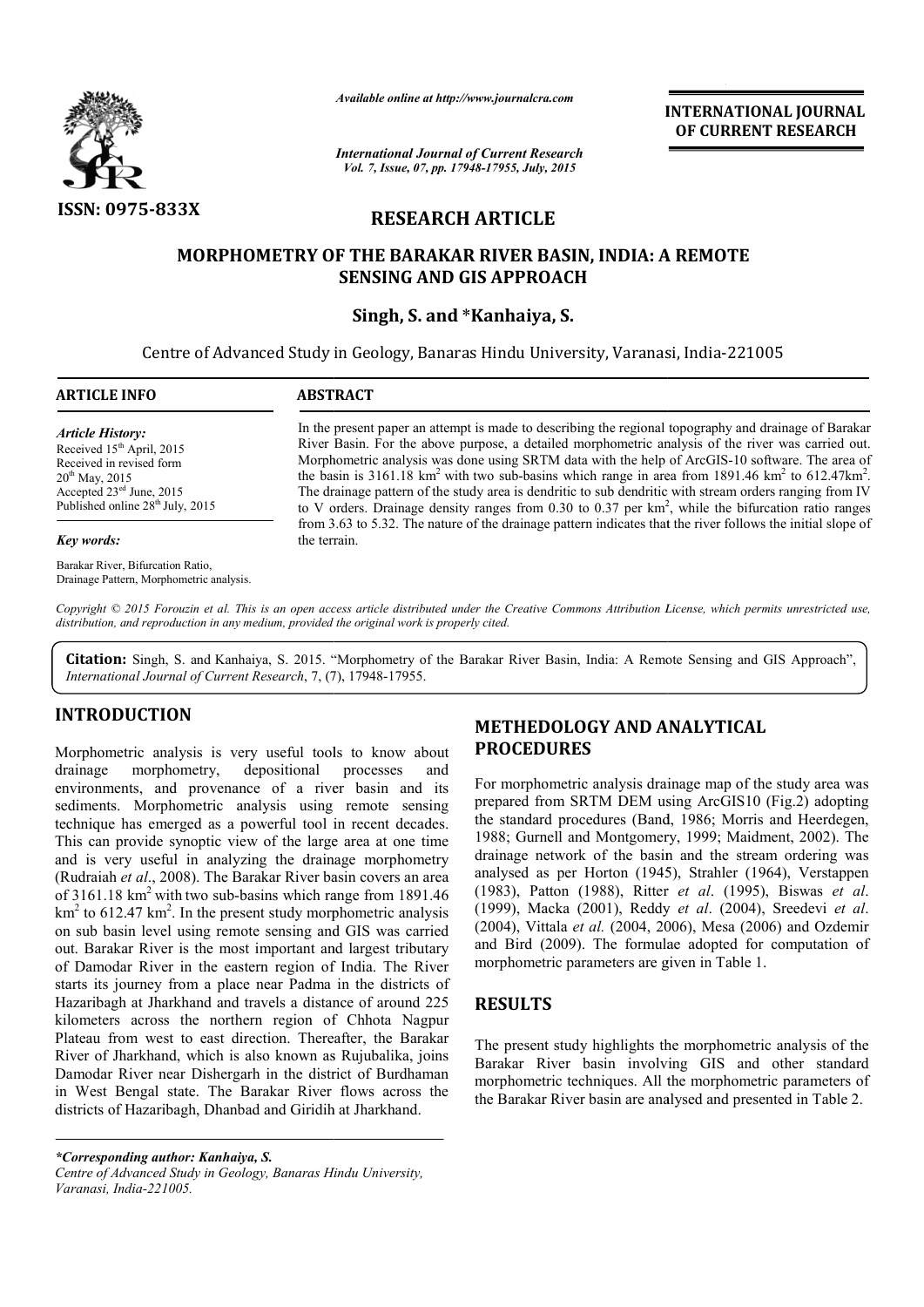ISSN: 0975-833X

*Available online at http://www.journalcra.com*

*International Journal of Current Research*
*Vol. 7, Issue, 07, pp. 17948-17955, July, 2015*

**INTERNATIONAL JOURNAL OF CURRENT RESEARCH**

## RESEARCH ARTICLE

# MORPHOMETRY OF THE BARAKAR RIVER BASIN, INDIA: A REMOTE SENSING AND GIS APPROACH

**Singh, S. and *Kanhaiya, S.**

Centre of Advanced Study in Geology, Banaras Hindu University, Varanasi, India-221005

### ARTICLE INFO

*Article History:*
Received 15th April, 2015
Received in revised form
20th May, 2015
Accepted 23rd June, 2015
Published online 28th July, 2015

*Key words:*

Barakar River, Bifurcation Ratio, Drainage Pattern, Morphometric analysis.

### ABSTRACT

In the present paper an attempt is made to describing the regional topography and drainage of Barakar River Basin. For the above purpose, a detailed morphometric analysis of the river was carried out. Morphometric analysis was done using SRTM data with the help of ArcGIS-10 software. The area of the basin is 3161.18 km$^2$ with two sub-basins which range in area from 1891.46 km$^2$ to 612.47km$^2$. The drainage pattern of the study area is dendritic to sub dendritic with stream orders ranging from IV to V orders. Drainage density ranges from 0.30 to 0.37 per km$^2$, while the bifurcation ratio ranges from 3.63 to 5.32. The nature of the drainage pattern indicates that the river follows the initial slope of the terrain.

*Copyright © 2015 Forouzin et al. This is an open access article distributed under the Creative Commons Attribution License, which permits unrestricted use, distribution, and reproduction in any medium, provided the original work is properly cited.*

**Citation:** Singh, S. and Kanhaiya, S. 2015. "Morphometry of the Barakar River Basin, India: A Remote Sensing and GIS Approach", *International Journal of Current Research*, 7, (7), 17948-17955.

## INTRODUCTION

Morphometric analysis is very useful tools to know about drainage morphometry, depositional processes and environments, and provenance of a river basin and its sediments. Morphometric analysis using remote sensing technique has emerged as a powerful tool in recent decades. This can provide synoptic view of the large area at one time and is very useful in analyzing the drainage morphometry (Rudraiah *et al*., 2008). The Barakar River basin covers an area of 3161.18 km$^2$ with two sub-basins which range from 1891.46 km$^2$ to 612.47 km$^2$. In the present study morphometric analysis on sub basin level using remote sensing and GIS was carried out. Barakar River is the most important and largest tributary of Damodar River in the eastern region of India. The River starts its journey from a place near Padma in the districts of Hazaribagh at Jharkhand and travels a distance of around 225 kilometers across the northern region of Chhota Nagpur Plateau from west to east direction. Thereafter, the Barakar River of Jharkhand, which is also known as Rujubalika, joins Damodar River near Dishergarh in the district of Burdhaman in West Bengal state. The Barakar River flows across the districts of Hazaribagh, Dhanbad and Giridih at Jharkhand.

## METHEDOLOGY AND ANALYTICAL PROCEDURES

For morphometric analysis drainage map of the study area was prepared from SRTM DEM using ArcGIS10 (Fig.2) adopting the standard procedures (Band, 1986; Morris and Heerdegen, 1988; Gurnell and Montgomery, 1999; Maidment, 2002). The drainage network of the basin and the stream ordering was analysed as per Horton (1945), Strahler (1964), Verstappen (1983), Patton (1988), Ritter *et al*. (1995), Biswas *et al*. (1999), Macka (2001), Reddy *et al*. (2004), Sreedevi *et al*. (2004), Vittala *et al.* (2004, 2006), Mesa (2006) and Ozdemir and Bird (2009). The formulae adopted for computation of morphometric parameters are given in Table 1.

## RESULTS

The present study highlights the morphometric analysis of the Barakar River basin involving GIS and other standard morphometric techniques. All the morphometric parameters of the Barakar River basin are analysed and presented in Table 2.

*\*Corresponding author: Kanhaiya, S.*
*Centre of Advanced Study in Geology, Banaras Hindu University, Varanasi, India-221005.*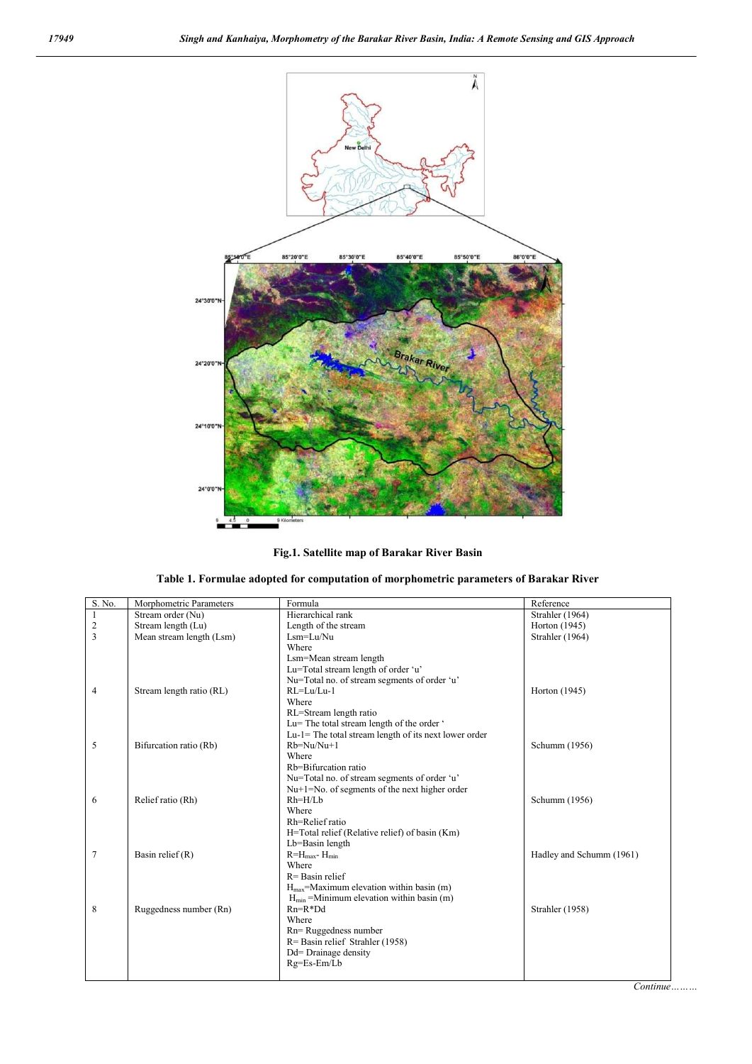**Fig.1. Satellite map of Barakar River Basin**

**Table 1. Formulae adopted for computation of morphometric parameters of Barakar River**

| S. No. | Morphometric Parameters | Formula | Reference |
|---|---|---|---|
| 1 | Stream order (Nu) | Hierarchical rank | Strahler (1964) |
| 2 | Stream length (Lu) | Length of the stream | Horton (1945) |
| 3 | Mean stream length (Lsm) | Lsm=Lu/Nu<br>Where<br>Lsm=Mean stream length<br>Lu=Total stream length of order 'u'<br>Nu=Total no. of stream segments of order 'u' | Strahler (1964) |
| 4 | Stream length ratio (RL) | RL=Lu/Lu-1<br>Where<br>RL=Stream length ratio<br>Lu= The total stream length of the order '<br>Lu-1= The total stream length of its next lower order | Horton (1945) |
| 5 | Bifurcation ratio (Rb) | Rb=Nu/Nu+1<br>Where<br>Rb=Bifurcation ratio<br>Nu=Total no. of stream segments of order 'u'<br>Nu+1=No. of segments of the next higher order | Schumm (1956) |
| 6 | Relief ratio (Rh) | Rh=H/Lb<br>Where<br>Rh=Relief ratio<br>H=Total relief (Relative relief) of basin (Km)<br>Lb=Basin length | Schumm (1956) |
| 7 | Basin relief (R) | $R=H_{max}-H_{min}$<br>Where<br>R= Basin relief<br>$H_{max}$=Maximum elevation within basin (m)<br>$H_{min}$ =Minimum elevation within basin (m) | Hadley and Schumm (1961) |
| 8 | Ruggedness number (Rn) | Rn=R*Dd<br>Where<br>Rn= Ruggedness number<br>R= Basin relief Strahler (1958)<br>Dd= Drainage density<br>Rg=Es-Em/Lb | Strahler (1958) |

*Continue………*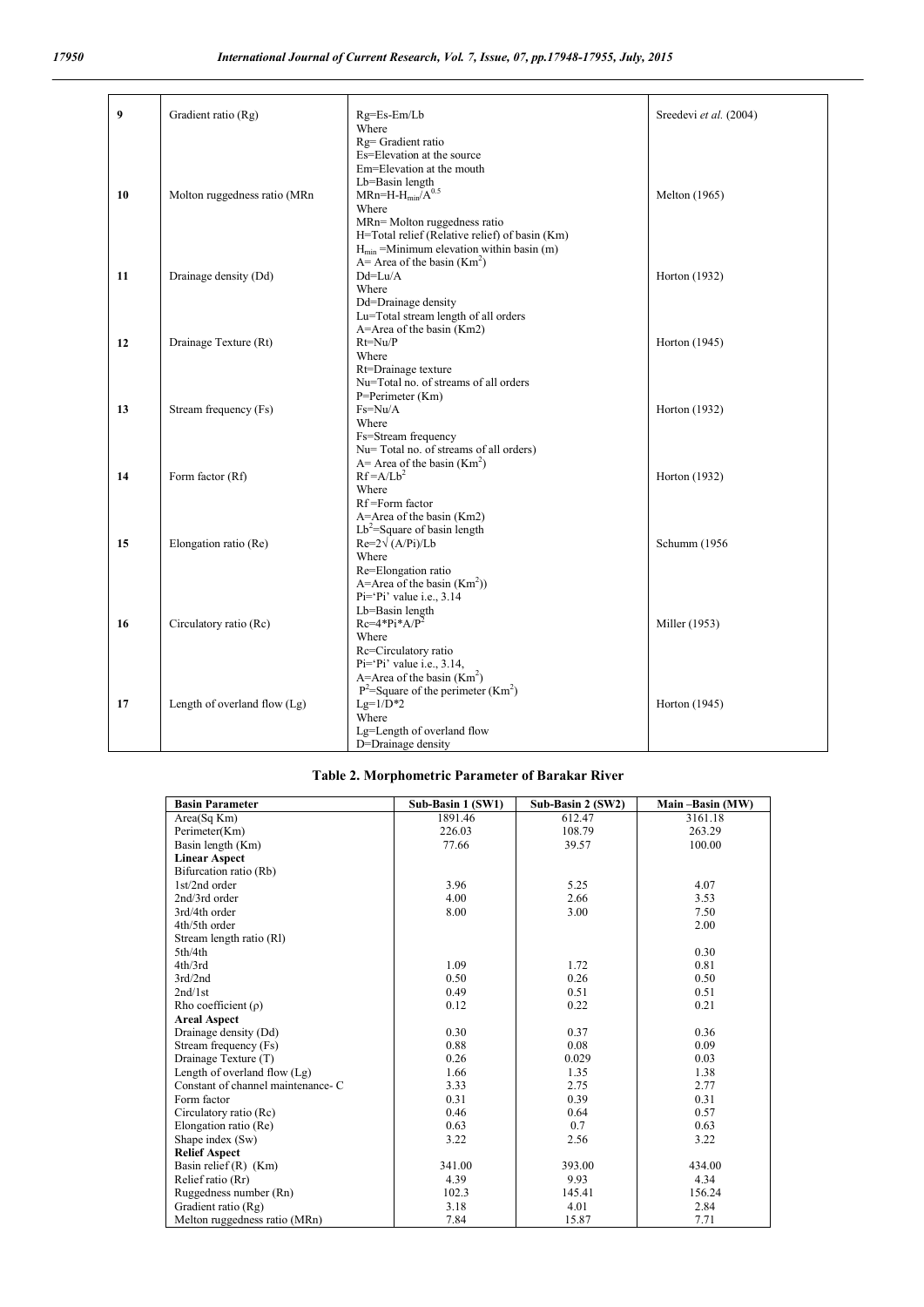| | | | |
|---|---|---|---|
| 9 | Gradient ratio (Rg) | Rg=Es-Em/Lb<br>Where<br>Rg= Gradient ratio<br>Es=Elevation at the source<br>Em=Elevation at the mouth<br>Lb=Basin length | Sreedevi *et al.* (2004) |
| 10 | Molton ruggedness ratio (MRn | $MRn=H-H_{min}/A^{0.5}$<br>Where<br>MRn= Molton ruggedness ratio<br>H=Total relief (Relative relief) of basin (Km)<br>$H_{min}$ =Minimum elevation within basin (m)<br>A= Area of the basin ($Km^2$) | Melton (1965) |
| 11 | Drainage density (Dd) | Dd=Lu/A<br>Where<br>Dd=Drainage density<br>Lu=Total stream length of all orders<br>A=Area of the basin (Km2) | Horton (1932) |
| 12 | Drainage Texture (Rt) | Rt=Nu/P<br>Where<br>Rt=Drainage texture<br>Nu=Total no. of streams of all orders<br>P=Perimeter (Km) | Horton (1945) |
| 13 | Stream frequency (Fs) | Fs=Nu/A<br>Where<br>Fs=Stream frequency<br>Nu= Total no. of streams of all orders)<br>A= Area of the basin ($Km^2$) | Horton (1932) |
| 14 | Form factor (Rf) | $Rf=A/Lb^2$<br>Where<br>Rf =Form factor<br>A=Area of the basin (Km2)<br>$Lb^2$=Square of basin length | Horton (1932) |
| 15 | Elongation ratio (Re) | $Re=2\sqrt{(A/Pi)}/Lb$<br>Where<br>Re=Elongation ratio<br>A=Area of the basin ($Km^2$))<br>Pi='Pi' value i.e., 3.14<br>Lb=Basin length | Schumm (1956 |
| 16 | Circulatory ratio (Rc) | $Rc=4*Pi*A/P^2$<br>Where<br>Rc=Circulatory ratio<br>Pi='Pi' value i.e., 3.14,<br>A=Area of the basin ($Km^2$)<br>$P^2$=Square of the perimeter ($Km^2$) | Miller (1953) |
| 17 | Length of overland flow (Lg) | Lg=1/D*2<br>Where<br>Lg=Length of overland flow<br>D=Drainage density | Horton (1945) |

**Table 2. Morphometric Parameter of Barakar River**

| Basin Parameter | Sub-Basin 1 (SW1) | Sub-Basin 2 (SW2) | Main –Basin (MW) |
|---|---|---|---|
| Area(Sq Km) | 1891.46 | 612.47 | 3161.18 |
| Perimeter(Km) | 226.03 | 108.79 | 263.29 |
| Basin length (Km) | 77.66 | 39.57 | 100.00 |
| **Linear Aspect** | | | |
| Bifurcation ratio (Rb) | | | |
| 1st/2nd order | 3.96 | 5.25 | 4.07 |
| 2nd/3rd order | 4.00 | 2.66 | 3.53 |
| 3rd/4th order | 8.00 | 3.00 | 7.50 |
| 4th/5th order | | | 2.00 |
| Stream length ratio (Rl) | | | |
| 5th/4th | | | 0.30 |
| 4th/3rd | 1.09 | 1.72 | 0.81 |
| 3rd/2nd | 0.50 | 0.26 | 0.50 |
| 2nd/1st | 0.49 | 0.51 | 0.51 |
| Rho coefficient (ρ) | 0.12 | 0.22 | 0.21 |
| **Areal Aspect** | | | |
| Drainage density (Dd) | 0.30 | 0.37 | 0.36 |
| Stream frequency (Fs) | 0.88 | 0.08 | 0.09 |
| Drainage Texture (T) | 0.26 | 0.029 | 0.03 |
| Length of overland flow (Lg) | 1.66 | 1.35 | 1.38 |
| Constant of channel maintenance- C | 3.33 | 2.75 | 2.77 |
| Form factor | 0.31 | 0.39 | 0.31 |
| Circulatory ratio (Rc) | 0.46 | 0.64 | 0.57 |
| Elongation ratio (Re) | 0.63 | 0.7 | 0.63 |
| Shape index (Sw) | 3.22 | 2.56 | 3.22 |
| **Relief Aspect** | | | |
| Basin relief (R) (Km) | 341.00 | 393.00 | 434.00 |
| Relief ratio (Rr) | 4.39 | 9.93 | 4.34 |
| Ruggedness number (Rn) | 102.3 | 145.41 | 156.24 |
| Gradient ratio (Rg) | 3.18 | 4.01 | 2.84 |
| Melton ruggedness ratio (MRn) | 7.84 | 15.87 | 7.71 |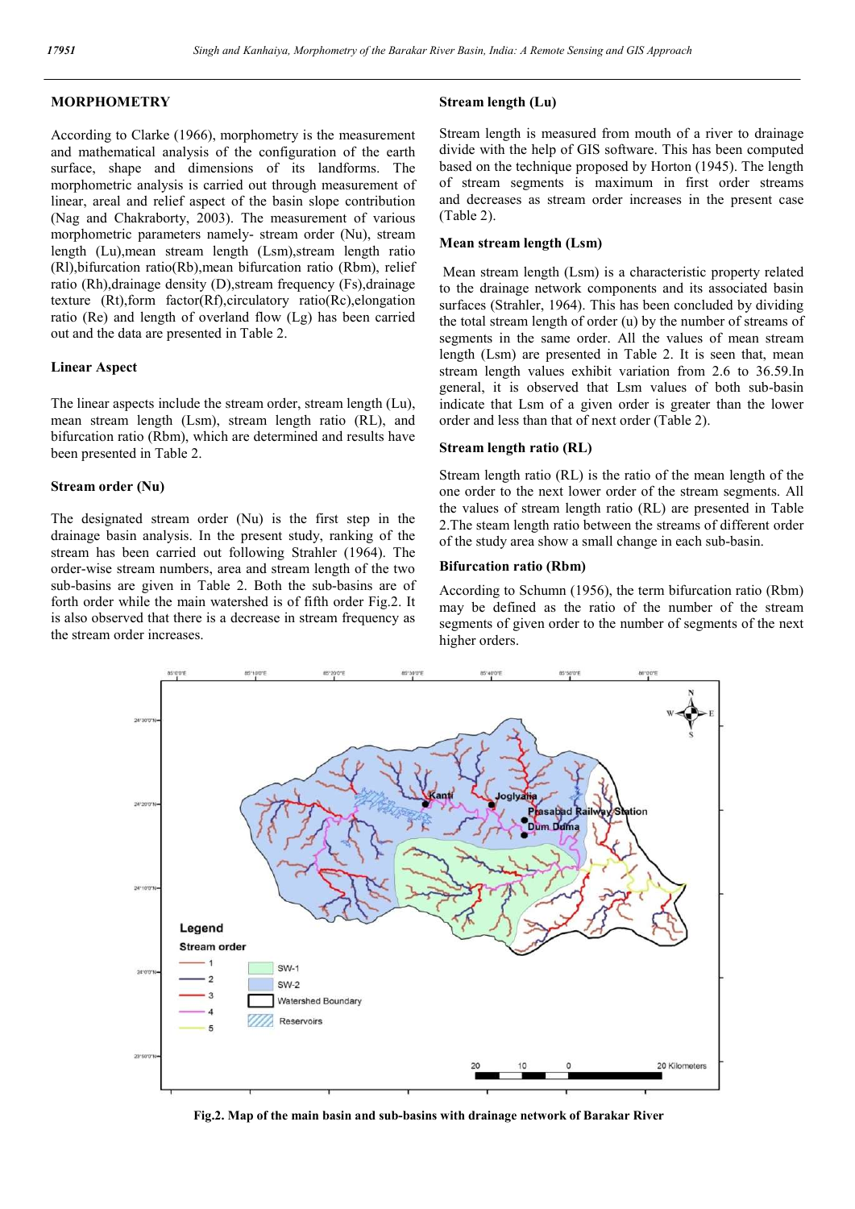## MORPHOMETRY

According to Clarke (1966), morphometry is the measurement and mathematical analysis of the configuration of the earth surface, shape and dimensions of its landforms. The morphometric analysis is carried out through measurement of linear, areal and relief aspect of the basin slope contribution (Nag and Chakraborty, 2003). The measurement of various morphometric parameters namely- stream order (Nu), stream length (Lu),mean stream length (Lsm),stream length ratio (Rl),bifurcation ratio(Rb),mean bifurcation ratio (Rbm), relief ratio (Rh),drainage density (D),stream frequency (Fs),drainage texture (Rt),form factor(Rf),circulatory ratio(Rc),elongation ratio (Re) and length of overland flow (Lg) has been carried out and the data are presented in Table 2.

### Linear Aspect

The linear aspects include the stream order, stream length (Lu), mean stream length (Lsm), stream length ratio (RL), and bifurcation ratio (Rbm), which are determined and results have been presented in Table 2.

### Stream order (Nu)

The designated stream order (Nu) is the first step in the drainage basin analysis. In the present study, ranking of the stream has been carried out following Strahler (1964). The order-wise stream numbers, area and stream length of the two sub-basins are given in Table 2. Both the sub-basins are of forth order while the main watershed is of fifth order Fig.2. It is also observed that there is a decrease in stream frequency as the stream order increases.

### Stream length (Lu)

Stream length is measured from mouth of a river to drainage divide with the help of GIS software. This has been computed based on the technique proposed by Horton (1945). The length of stream segments is maximum in first order streams and decreases as stream order increases in the present case (Table 2).

### Mean stream length (Lsm)

Mean stream length (Lsm) is a characteristic property related to the drainage network components and its associated basin surfaces (Strahler, 1964). This has been concluded by dividing the total stream length of order (u) by the number of streams of segments in the same order. All the values of mean stream length (Lsm) are presented in Table 2. It is seen that, mean stream length values exhibit variation from 2.6 to 36.59.In general, it is observed that Lsm values of both sub-basin indicate that Lsm of a given order is greater than the lower order and less than that of next order (Table 2).

### Stream length ratio (RL)

Stream length ratio (RL) is the ratio of the mean length of the one order to the next lower order of the stream segments. All the values of stream length ratio (RL) are presented in Table 2.The steam length ratio between the streams of different order of the study area show a small change in each sub-basin.

### Bifurcation ratio (Rbm)

According to Schumn (1956), the term bifurcation ratio (Rbm) may be defined as the ratio of the number of the stream segments of given order to the number of segments of the next higher orders.

**Fig.2. Map of the main basin and sub-basins with drainage network of Barakar River**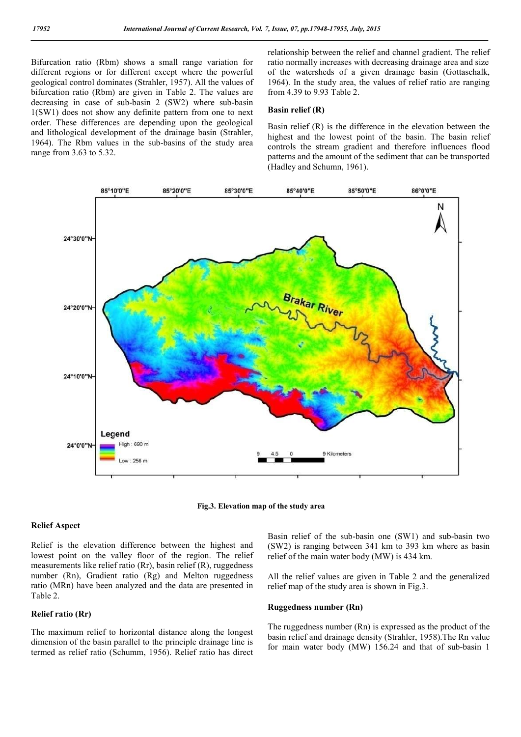Bifurcation ratio (Rbm) shows a small range variation for different regions or for different except where the powerful geological control dominates (Strahler, 1957). All the values of bifurcation ratio (Rbm) are given in Table 2. The values are decreasing in case of sub-basin 2 (SW2) where sub-basin 1(SW1) does not show any definite pattern from one to next order. These differences are depending upon the geological and lithological development of the drainage basin (Strahler, 1964). The Rbm values in the sub-basins of the study area range from 3.63 to 5.32.

relationship between the relief and channel gradient. The relief ratio normally increases with decreasing drainage area and size of the watersheds of a given drainage basin (Gottaschalk, 1964). In the study area, the values of relief ratio are ranging from 4.39 to 9.93 Table 2.

**Basin relief (R)**

Basin relief (R) is the difference in the elevation between the highest and the lowest point of the basin. The basin relief controls the stream gradient and therefore influences flood patterns and the amount of the sediment that can be transported (Hadley and Schumn, 1961).

**Fig.3. Elevation map of the study area**

**Relief Aspect**

Relief is the elevation difference between the highest and lowest point on the valley floor of the region. The relief measurements like relief ratio (Rr), basin relief (R), ruggedness number (Rn), Gradient ratio (Rg) and Melton ruggedness ratio (MRn) have been analyzed and the data are presented in Table 2.

**Relief ratio (Rr)**

The maximum relief to horizontal distance along the longest dimension of the basin parallel to the principle drainage line is termed as relief ratio (Schumm, 1956). Relief ratio has direct

Basin relief of the sub-basin one (SW1) and sub-basin two (SW2) is ranging between 341 km to 393 km where as basin relief of the main water body (MW) is 434 km.

All the relief values are given in Table 2 and the generalized relief map of the study area is shown in Fig.3.

**Ruggedness number (Rn)**

The ruggedness number (Rn) is expressed as the product of the basin relief and drainage density (Strahler, 1958).The Rn value for main water body (MW) 156.24 and that of sub-basin 1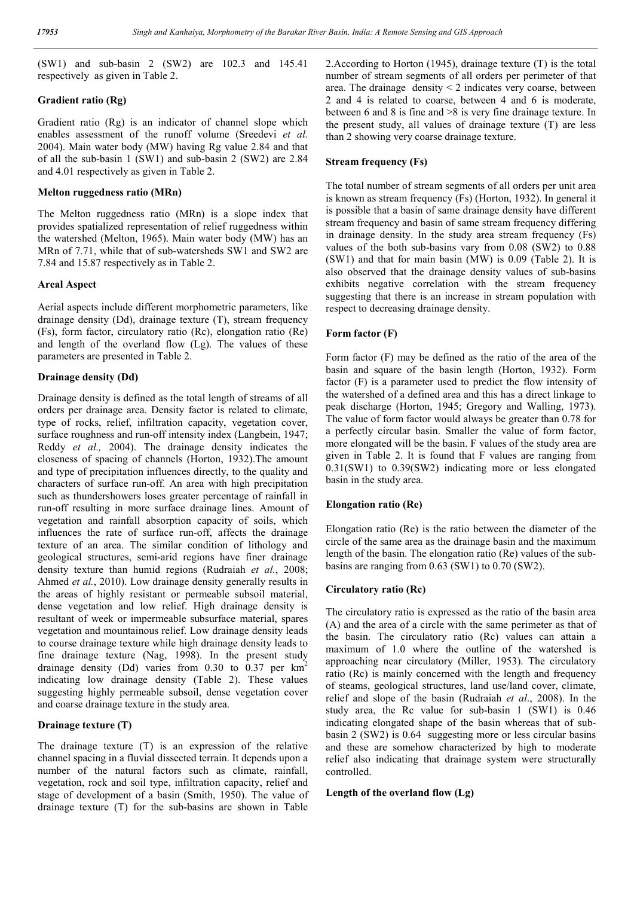(SW1) and sub-basin 2 (SW2) are 102.3 and 145.41 respectively as given in Table 2.

### Gradient ratio (Rg)

Gradient ratio (Rg) is an indicator of channel slope which enables assessment of the runoff volume (Sreedevi *et al.* 2004). Main water body (MW) having Rg value 2.84 and that of all the sub-basin 1 (SW1) and sub-basin 2 (SW2) are 2.84 and 4.01 respectively as given in Table 2.

### Melton ruggedness ratio (MRn)

The Melton ruggedness ratio (MRn) is a slope index that provides spatialized representation of relief ruggedness within the watershed (Melton, 1965). Main water body (MW) has an MRn of 7.71, while that of sub-watersheds SW1 and SW2 are 7.84 and 15.87 respectively as in Table 2.

### Areal Aspect

Aerial aspects include different morphometric parameters, like drainage density (Dd), drainage texture (T), stream frequency (Fs), form factor, circulatory ratio (Rc), elongation ratio (Re) and length of the overland flow (Lg). The values of these parameters are presented in Table 2.

### Drainage density (Dd)

Drainage density is defined as the total length of streams of all orders per drainage area. Density factor is related to climate, type of rocks, relief, infiltration capacity, vegetation cover, surface roughness and run-off intensity index (Langbein, 1947; Reddy *et al.,* 2004). The drainage density indicates the closeness of spacing of channels (Horton, 1932).The amount and type of precipitation influences directly, to the quality and characters of surface run-off. An area with high precipitation such as thundershowers loses greater percentage of rainfall in run-off resulting in more surface drainage lines. Amount of vegetation and rainfall absorption capacity of soils, which influences the rate of surface run-off, affects the drainage texture of an area. The similar condition of lithology and geological structures, semi-arid regions have finer drainage density texture than humid regions (Rudraiah *et al.*, 2008; Ahmed *et al.*, 2010). Low drainage density generally results in the areas of highly resistant or permeable subsoil material, dense vegetation and low relief. High drainage density is resultant of week or impermeable subsurface material, spares vegetation and mountainous relief. Low drainage density leads to course drainage texture while high drainage density leads to fine drainage texture (Nag, 1998). In the present study drainage density (Dd) varies from 0.30 to 0.37 per km$^2$ indicating low drainage density (Table 2). These values suggesting highly permeable subsoil, dense vegetation cover and coarse drainage texture in the study area.

### Drainage texture (T)

The drainage texture (T) is an expression of the relative channel spacing in a fluvial dissected terrain. It depends upon a number of the natural factors such as climate, rainfall, vegetation, rock and soil type, infiltration capacity, relief and stage of development of a basin (Smith, 1950). The value of drainage texture (T) for the sub-basins are shown in Table 2.According to Horton (1945), drainage texture (T) is the total number of stream segments of all orders per perimeter of that area. The drainage density $< 2$ indicates very coarse, between 2 and 4 is related to coarse, between 4 and 6 is moderate, between 6 and 8 is fine and $>8$ is very fine drainage texture. In the present study, all values of drainage texture (T) are less than 2 showing very coarse drainage texture.

### Stream frequency (Fs)

The total number of stream segments of all orders per unit area is known as stream frequency (Fs) (Horton, 1932). In general it is possible that a basin of same drainage density have different stream frequency and basin of same stream frequency differing in drainage density. In the study area stream frequency (Fs) values of the both sub-basins vary from 0.08 (SW2) to 0.88 (SW1) and that for main basin (MW) is 0.09 (Table 2). It is also observed that the drainage density values of sub-basins exhibits negative correlation with the stream frequency suggesting that there is an increase in stream population with respect to decreasing drainage density.

### Form factor (F)

Form factor (F) may be defined as the ratio of the area of the basin and square of the basin length (Horton, 1932). Form factor (F) is a parameter used to predict the flow intensity of the watershed of a defined area and this has a direct linkage to peak discharge (Horton, 1945; Gregory and Walling, 1973). The value of form factor would always be greater than 0.78 for a perfectly circular basin. Smaller the value of form factor, more elongated will be the basin. F values of the study area are given in Table 2. It is found that F values are ranging from 0.31(SW1) to 0.39(SW2) indicating more or less elongated basin in the study area.

### Elongation ratio (Re)

Elongation ratio (Re) is the ratio between the diameter of the circle of the same area as the drainage basin and the maximum length of the basin. The elongation ratio (Re) values of the sub-basins are ranging from 0.63 (SW1) to 0.70 (SW2).

### Circulatory ratio (Rc)

The circulatory ratio is expressed as the ratio of the basin area (A) and the area of a circle with the same perimeter as that of the basin. The circulatory ratio (Rc) values can attain a maximum of 1.0 where the outline of the watershed is approaching near circulatory (Miller, 1953). The circulatory ratio (Rc) is mainly concerned with the length and frequency of steams, geological structures, land use/land cover, climate, relief and slope of the basin (Rudraiah *et al*., 2008). In the study area, the Rc value for sub-basin 1 (SW1) is 0.46 indicating elongated shape of the basin whereas that of sub-basin 2 (SW2) is 0.64 suggesting more or less circular basins and these are somehow characterized by high to moderate relief also indicating that drainage system were structurally controlled.

### Length of the overland flow (Lg)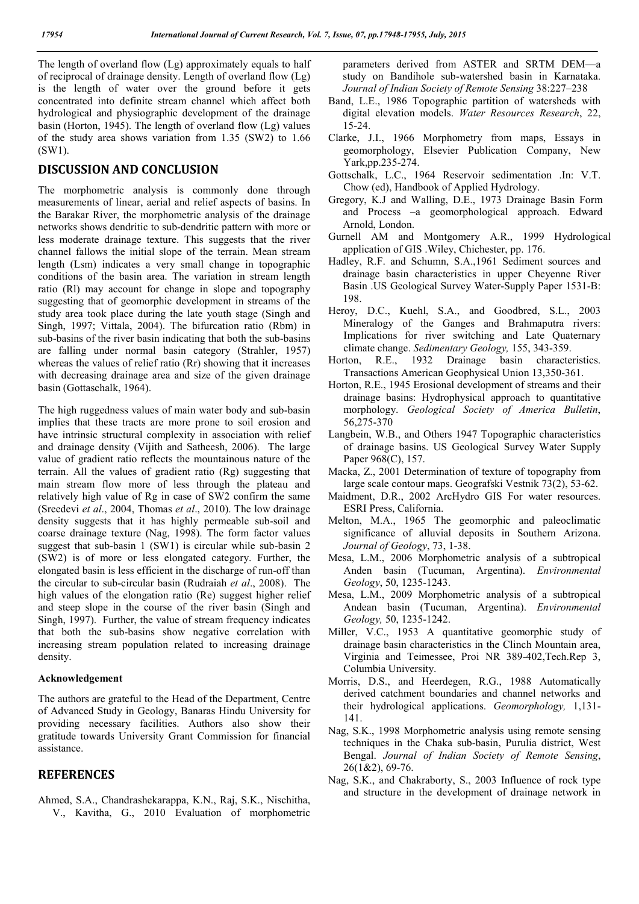The length of overland flow (Lg) approximately equals to half of reciprocal of drainage density. Length of overland flow (Lg) is the length of water over the ground before it gets concentrated into definite stream channel which affect both hydrological and physiographic development of the drainage basin (Horton, 1945). The length of overland flow (Lg) values of the study area shows variation from 1.35 (SW2) to 1.66 (SW1).

## DISCUSSION AND CONCLUSION

The morphometric analysis is commonly done through measurements of linear, aerial and relief aspects of basins. In the Barakar River, the morphometric analysis of the drainage networks shows dendritic to sub-dendritic pattern with more or less moderate drainage texture. This suggests that the river channel fallows the initial slope of the terrain. Mean stream length (Lsm) indicates a very small change in topographic conditions of the basin area. The variation in stream length ratio (Rl) may account for change in slope and topography suggesting that of geomorphic development in streams of the study area took place during the late youth stage (Singh and Singh, 1997; Vittala, 2004). The bifurcation ratio (Rbm) in sub-basins of the river basin indicating that both the sub-basins are falling under normal basin category (Strahler, 1957) whereas the values of relief ratio (Rr) showing that it increases with decreasing drainage area and size of the given drainage basin (Gottaschalk, 1964).

The high ruggedness values of main water body and sub-basin implies that these tracts are more prone to soil erosion and have intrinsic structural complexity in association with relief and drainage density (Vijith and Satheesh, 2006). The large value of gradient ratio reflects the mountainous nature of the terrain. All the values of gradient ratio (Rg) suggesting that main stream flow more of less through the plateau and relatively high value of Rg in case of SW2 confirm the same (Sreedevi *et al*., 2004, Thomas *et al*., 2010). The low drainage density suggests that it has highly permeable sub-soil and coarse drainage texture (Nag, 1998). The form factor values suggest that sub-basin 1 (SW1) is circular while sub-basin 2 (SW2) is of more or less elongated category. Further, the elongated basin is less efficient in the discharge of run-off than the circular to sub-circular basin (Rudraiah *et al*., 2008). The high values of the elongation ratio (Re) suggest higher relief and steep slope in the course of the river basin (Singh and Singh, 1997). Further, the value of stream frequency indicates that both the sub-basins show negative correlation with increasing stream population related to increasing drainage density.

### Acknowledgement

The authors are grateful to the Head of the Department, Centre of Advanced Study in Geology, Banaras Hindu University for providing necessary facilities. Authors also show their gratitude towards University Grant Commission for financial assistance.

## REFERENCES

Ahmed, S.A., Chandrashekarappa, K.N., Raj, S.K., Nischitha, V., Kavitha, G., 2010 Evaluation of morphometric parameters derived from ASTER and SRTM DEM—a study on Bandihole sub-watershed basin in Karnataka. *Journal of Indian Society of Remote Sensing* 38:227–238

Band, L.E., 1986 Topographic partition of watersheds with digital elevation models. *Water Resources Research*, 22, 15-24.

Clarke, J.I., 1966 Morphometry from maps, Essays in geomorphology, Elsevier Publication Company, New Yark,pp.235-274.

Gottschalk, L.C., 1964 Reservoir sedimentation .In: V.T. Chow (ed), Handbook of Applied Hydrology.

Gregory, K.J and Walling, D.E., 1973 Drainage Basin Form and Process –a geomorphological approach. Edward Arnold, London.

Gurnell AM and Montgomery A.R., 1999 Hydrological application of GIS .Wiley, Chichester, pp. 176.

Hadley, R.F. and Schumn, S.A.,1961 Sediment sources and drainage basin characteristics in upper Cheyenne River Basin .US Geological Survey Water-Supply Paper 1531-B: 198.

Heroy, D.C., Kuehl, S.A., and Goodbred, S.L., 2003 Mineralogy of the Ganges and Brahmaputra rivers: Implications for river switching and Late Quaternary climate change. *Sedimentary Geology,* 155, 343-359.

Horton, R.E., 1932 Drainage basin characteristics. Transactions American Geophysical Union 13,350-361.

Horton, R.E., 1945 Erosional development of streams and their drainage basins: Hydrophysical approach to quantitative morphology. *Geological Society of America Bulletin*, 56,275-370

Langbein, W.B., and Others 1947 Topographic characteristics of drainage basins. US Geological Survey Water Supply Paper 968(C), 157.

Macka, Z., 2001 Determination of texture of topography from large scale contour maps. Geografski Vestnik 73(2), 53-62.

Maidment, D.R., 2002 ArcHydro GIS For water resources. ESRI Press, California.

Melton, M.A., 1965 The geomorphic and paleoclimatic significance of alluvial deposits in Southern Arizona. *Journal of Geology*, 73, 1-38.

Mesa, L.M., 2006 Morphometric analysis of a subtropical Anden basin (Tucuman, Argentina). *Environmental Geology*, 50, 1235-1243.

Mesa, L.M., 2009 Morphometric analysis of a subtropical Andean basin (Tucuman, Argentina). *Environmental Geology,* 50, 1235-1242.

Miller, V.C., 1953 A quantitative geomorphic study of drainage basin characteristics in the Clinch Mountain area, Virginia and Teimessee, Proi NR 389-402,Tech.Rep 3, Columbia University.

Morris, D.S., and Heerdegen, R.G., 1988 Automatically derived catchment boundaries and channel networks and their hydrological applications. *Geomorphology,* 1,131-141.

Nag, S.K., 1998 Morphometric analysis using remote sensing techniques in the Chaka sub-basin, Purulia district, West Bengal. *Journal of Indian Society of Remote Sensing*, 26(1&2), 69-76.

Nag, S.K., and Chakraborty, S., 2003 Influence of rock type and structure in the development of drainage network in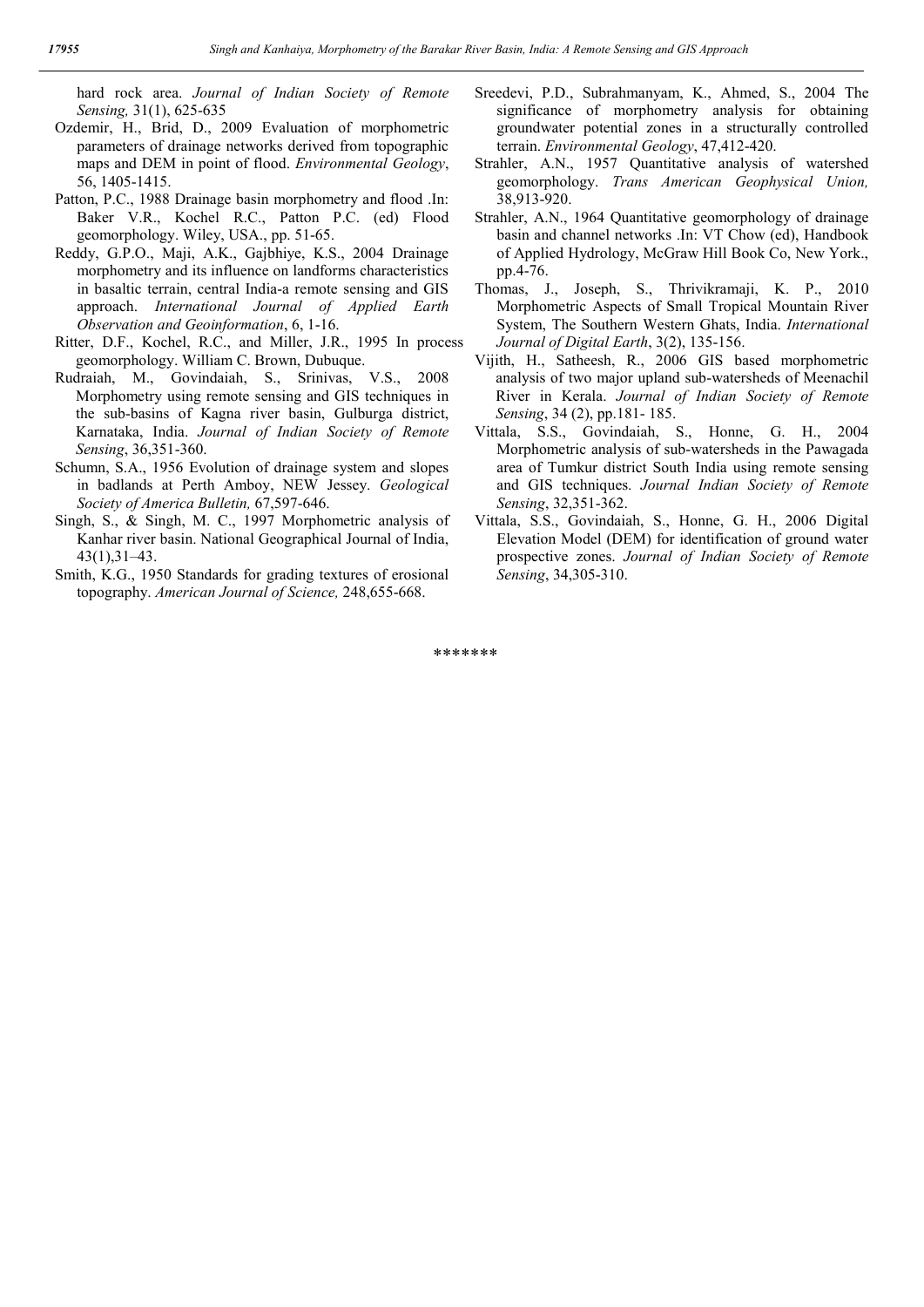hard rock area. *Journal of Indian Society of Remote Sensing,* 31(1), 625-635

Ozdemir, H., Brid, D., 2009 Evaluation of morphometric parameters of drainage networks derived from topographic maps and DEM in point of flood. *Environmental Geology*, 56, 1405-1415.

Patton, P.C., 1988 Drainage basin morphometry and flood .In: Baker V.R., Kochel R.C., Patton P.C. (ed) Flood geomorphology. Wiley, USA., pp. 51-65.

Reddy, G.P.O., Maji, A.K., Gajbhiye, K.S., 2004 Drainage morphometry and its influence on landforms characteristics in basaltic terrain, central India-a remote sensing and GIS approach. *International Journal of Applied Earth Observation and Geoinformation*, 6, 1-16.

Ritter, D.F., Kochel, R.C., and Miller, J.R., 1995 In process geomorphology. William C. Brown, Dubuque.

Rudraiah, M., Govindaiah, S., Srinivas, V.S., 2008 Morphometry using remote sensing and GIS techniques in the sub-basins of Kagna river basin, Gulburga district, Karnataka, India. *Journal of Indian Society of Remote Sensing*, 36,351-360.

Schumn, S.A., 1956 Evolution of drainage system and slopes in badlands at Perth Amboy, NEW Jessey. *Geological Society of America Bulletin,* 67,597-646.

Singh, S., & Singh, M. C., 1997 Morphometric analysis of Kanhar river basin. National Geographical Journal of India, 43(1),31–43.

Smith, K.G., 1950 Standards for grading textures of erosional topography. *American Journal of Science,* 248,655-668.

Sreedevi, P.D., Subrahmanyam, K., Ahmed, S., 2004 The significance of morphometry analysis for obtaining groundwater potential zones in a structurally controlled terrain. *Environmental Geology*, 47,412-420.

Strahler, A.N., 1957 Quantitative analysis of watershed geomorphology. *Trans American Geophysical Union,* 38,913-920.

Strahler, A.N., 1964 Quantitative geomorphology of drainage basin and channel networks .In: VT Chow (ed), Handbook of Applied Hydrology, McGraw Hill Book Co, New York., pp.4-76.

Thomas, J., Joseph, S., Thrivikramaji, K. P., 2010 Morphometric Aspects of Small Tropical Mountain River System, The Southern Western Ghats, India. *International Journal of Digital Earth*, 3(2), 135-156.

Vijith, H., Satheesh, R., 2006 GIS based morphometric analysis of two major upland sub-watersheds of Meenachil River in Kerala. *Journal of Indian Society of Remote Sensing*, 34 (2), pp.181- 185.

Vittala, S.S., Govindaiah, S., Honne, G. H., 2004 Morphometric analysis of sub-watersheds in the Pawagada area of Tumkur district South India using remote sensing and GIS techniques. *Journal Indian Society of Remote Sensing*, 32,351-362.

Vittala, S.S., Govindaiah, S., Honne, G. H., 2006 Digital Elevation Model (DEM) for identification of ground water prospective zones. *Journal of Indian Society of Remote Sensing*, 34,305-310.

*******